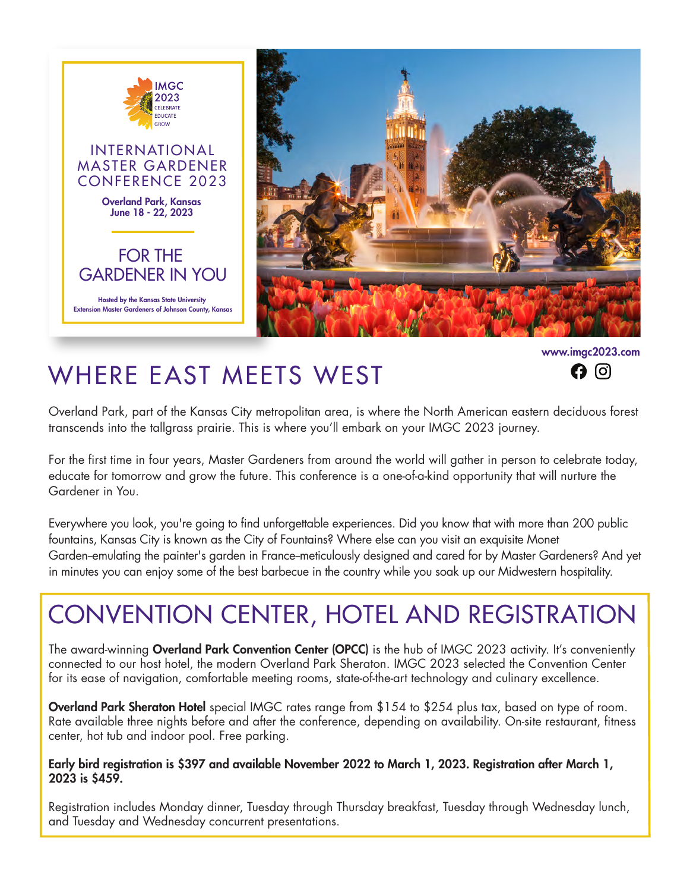IMGC 2023

CELEBRATE
EDUCATE
GROW

# INTERNATIONAL MASTER GARDENER CONFERENCE 2023

**Overland Park, Kansas**
**June 18 - 22, 2023**

## FOR THE GARDENER IN YOU

**Hosted by the Kansas State University Extension Master Gardeners of Johnson County, Kansas**

**www.imgc2023.com**

## WHERE EAST MEETS WEST

Overland Park, part of the Kansas City metropolitan area, is where the North American eastern deciduous forest transcends into the tallgrass prairie. This is where you'll embark on your IMGC 2023 journey.

For the first time in four years, Master Gardeners from around the world will gather in person to celebrate today, educate for tomorrow and grow the future. This conference is a one-of-a-kind opportunity that will nurture the Gardener in You.

Everywhere you look, you're going to find unforgettable experiences. Did you know that with more than 200 public fountains, Kansas City is known as the City of Fountains? Where else can you visit an exquisite Monet Garden–emulating the painter's garden in France–meticulously designed and cared for by Master Gardeners? And yet in minutes you can enjoy some of the best barbecue in the country while you soak up our Midwestern hospitality.

## CONVENTION CENTER, HOTEL AND REGISTRATION

The award-winning **Overland Park Convention Center (OPCC)** is the hub of IMGC 2023 activity. It's conveniently connected to our host hotel, the modern Overland Park Sheraton. IMGC 2023 selected the Convention Center for its ease of navigation, comfortable meeting rooms, state-of-the-art technology and culinary excellence.

**Overland Park Sheraton Hotel** special IMGC rates range from $154 to $254 plus tax, based on type of room. Rate available three nights before and after the conference, depending on availability. On-site restaurant, fitness center, hot tub and indoor pool. Free parking.

**Early bird registration is $397 and available November 2022 to March 1, 2023. Registration after March 1, 2023 is $459.**

Registration includes Monday dinner, Tuesday through Thursday breakfast, Tuesday through Wednesday lunch, and Tuesday and Wednesday concurrent presentations.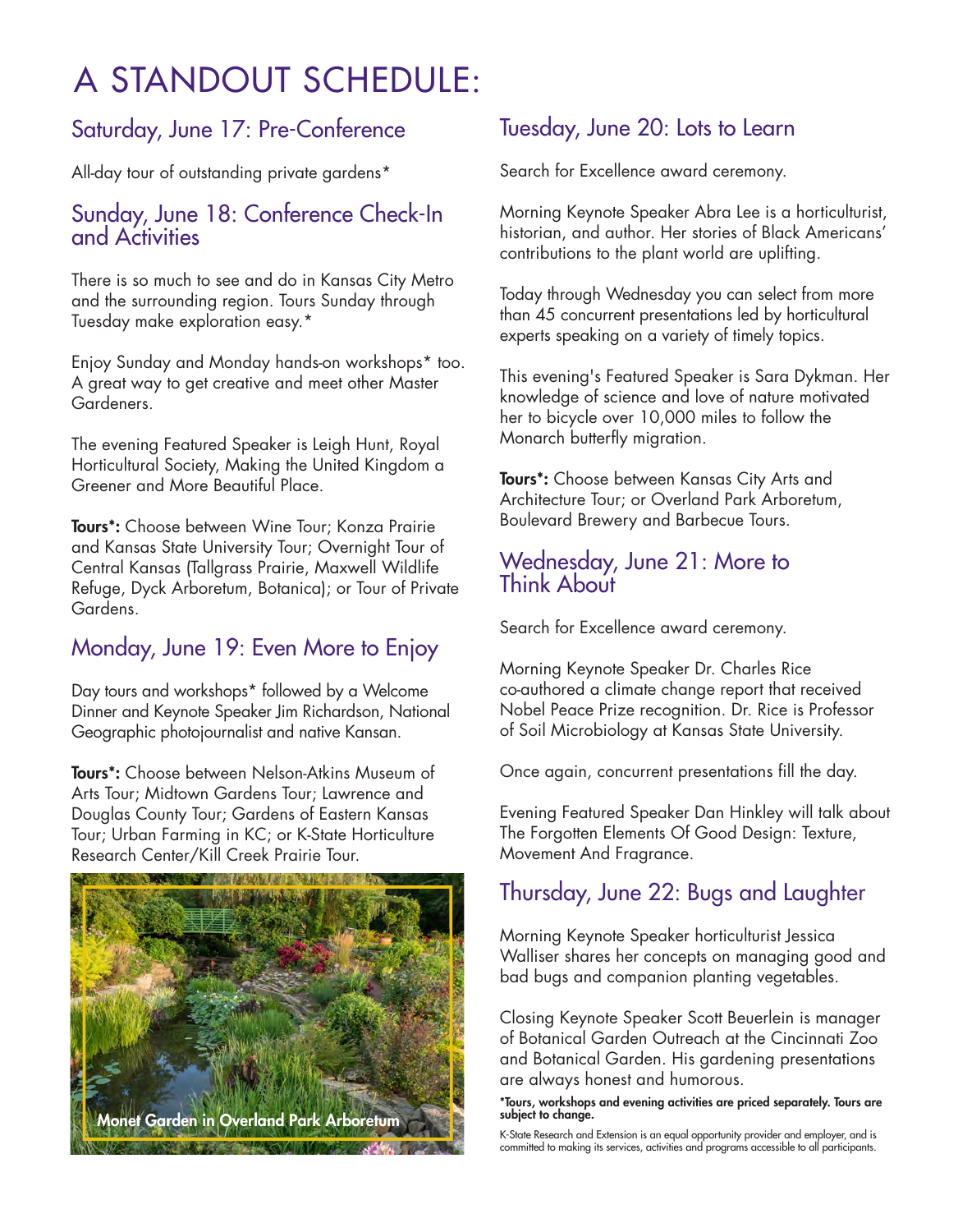# A STANDOUT SCHEDULE:

## Saturday, June 17: Pre-Conference

All-day tour of outstanding private gardens*

## Sunday, June 18: Conference Check-In and Activities

There is so much to see and do in Kansas City Metro and the surrounding region. Tours Sunday through Tuesday make exploration easy.*

Enjoy Sunday and Monday hands-on workshops* too. A great way to get creative and meet other Master Gardeners.

The evening Featured Speaker is Leigh Hunt, Royal Horticultural Society, Making the United Kingdom a Greener and More Beautiful Place.

**Tours*:** Choose between Wine Tour; Konza Prairie and Kansas State University Tour; Overnight Tour of Central Kansas (Tallgrass Prairie, Maxwell Wildlife Refuge, Dyck Arboretum, Botanica); or Tour of Private Gardens.

## Monday, June 19: Even More to Enjoy

Day tours and workshops* followed by a Welcome Dinner and Keynote Speaker Jim Richardson, National Geographic photojournalist and native Kansan.

**Tours*:** Choose between Nelson-Atkins Museum of Arts Tour; Midtown Gardens Tour; Lawrence and Douglas County Tour; Gardens of Eastern Kansas Tour; Urban Farming in KC; or K-State Horticulture Research Center/Kill Creek Prairie Tour.

Monet Garden in Overland Park Arboretum

## Tuesday, June 20: Lots to Learn

Search for Excellence award ceremony.

Morning Keynote Speaker Abra Lee is a horticulturist, historian, and author. Her stories of Black Americans' contributions to the plant world are uplifting.

Today through Wednesday you can select from more than 45 concurrent presentations led by horticultural experts speaking on a variety of timely topics.

This evening's Featured Speaker is Sara Dykman. Her knowledge of science and love of nature motivated her to bicycle over 10,000 miles to follow the Monarch butterfly migration.

**Tours*:** Choose between Kansas City Arts and Architecture Tour; or Overland Park Arboretum, Boulevard Brewery and Barbecue Tours.

## Wednesday, June 21: More to Think About

Search for Excellence award ceremony.

Morning Keynote Speaker Dr. Charles Rice co-authored a climate change report that received Nobel Peace Prize recognition. Dr. Rice is Professor of Soil Microbiology at Kansas State University.

Once again, concurrent presentations fill the day.

Evening Featured Speaker Dan Hinkley will talk about The Forgotten Elements Of Good Design: Texture, Movement And Fragrance.

## Thursday, June 22: Bugs and Laughter

Morning Keynote Speaker horticulturist Jessica Walliser shares her concepts on managing good and bad bugs and companion planting vegetables.

Closing Keynote Speaker Scott Beuerlein is manager of Botanical Garden Outreach at the Cincinnati Zoo and Botanical Garden. His gardening presentations are always honest and humorous.

**\*Tours, workshops and evening activities are priced separately. Tours are subject to change.**

K-State Research and Extension is an equal opportunity provider and employer, and is committed to making its services, activities and programs accessible to all participants.